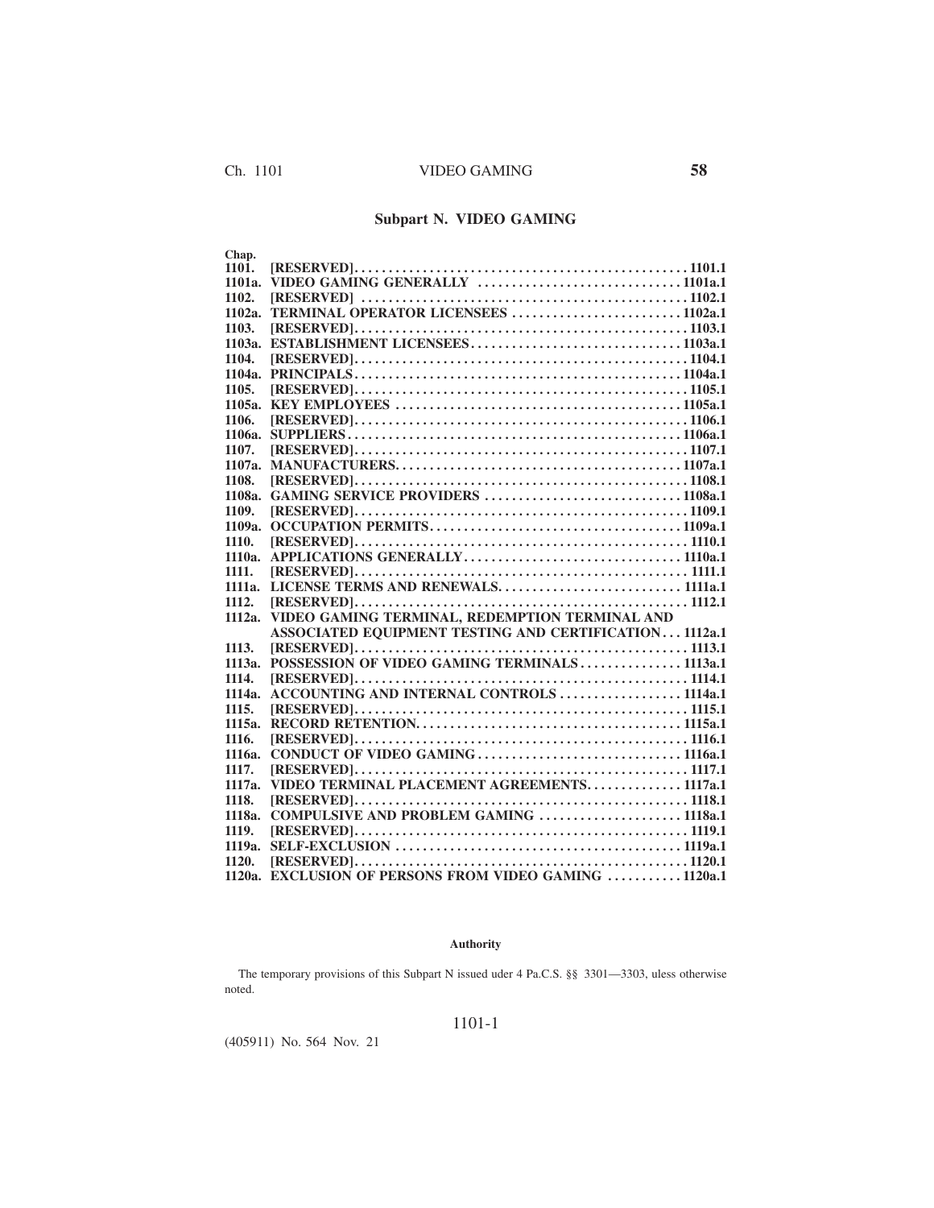# Subpart N. VIDEO GAMING

| Chap. | | |
|---|---|---|
| 1101. | [RESERVED] | 1101.1 |
| 1101a. | VIDEO GAMING GENERALLY | 1101a.1 |
| 1102. | [RESERVED] | 1102.1 |
| 1102a. | TERMINAL OPERATOR LICENSEES | 1102a.1 |
| 1103. | [RESERVED] | 1103.1 |
| 1103a. | ESTABLISHMENT LICENSEES | 1103a.1 |
| 1104. | [RESERVED] | 1104.1 |
| 1104a. | PRINCIPALS | 1104a.1 |
| 1105. | [RESERVED] | 1105.1 |
| 1105a. | KEY EMPLOYEES | 1105a.1 |
| 1106. | [RESERVED] | 1106.1 |
| 1106a. | SUPPLIERS | 1106a.1 |
| 1107. | [RESERVED] | 1107.1 |
| 1107a. | MANUFACTURERS | 1107a.1 |
| 1108. | [RESERVED] | 1108.1 |
| 1108a. | GAMING SERVICE PROVIDERS | 1108a.1 |
| 1109. | [RESERVED] | 1109.1 |
| 1109a. | OCCUPATION PERMITS | 1109a.1 |
| 1110. | [RESERVED] | 1110.1 |
| 1110a. | APPLICATIONS GENERALLY | 1110a.1 |
| 1111. | [RESERVED] | 1111.1 |
| 1111a. | LICENSE TERMS AND RENEWALS | 1111a.1 |
| 1112. | [RESERVED] | 1112.1 |
| 1112a. | VIDEO GAMING TERMINAL, REDEMPTION TERMINAL AND ASSOCIATED EQUIPMENT TESTING AND CERTIFICATION | 1112a.1 |
| 1113. | [RESERVED] | 1113.1 |
| 1113a. | POSSESSION OF VIDEO GAMING TERMINALS | 1113a.1 |
| 1114. | [RESERVED] | 1114.1 |
| 1114a. | ACCOUNTING AND INTERNAL CONTROLS | 1114a.1 |
| 1115. | [RESERVED] | 1115.1 |
| 1115a. | RECORD RETENTION | 1115a.1 |
| 1116. | [RESERVED] | 1116.1 |
| 1116a. | CONDUCT OF VIDEO GAMING | 1116a.1 |
| 1117. | [RESERVED] | 1117.1 |
| 1117a. | VIDEO TERMINAL PLACEMENT AGREEMENTS | 1117a.1 |
| 1118. | [RESERVED] | 1118.1 |
| 1118a. | COMPULSIVE AND PROBLEM GAMING | 1118a.1 |
| 1119. | [RESERVED] | 1119.1 |
| 1119a. | SELF-EXCLUSION | 1119a.1 |
| 1120. | [RESERVED] | 1120.1 |
| 1120a. | EXCLUSION OF PERSONS FROM VIDEO GAMING | 1120a.1 |

#### Authority

The temporary provisions of this Subpart N issued uder 4 Pa.C.S. §§ 3301—3303, uless otherwise noted.

(405911) No. 564 Nov. 21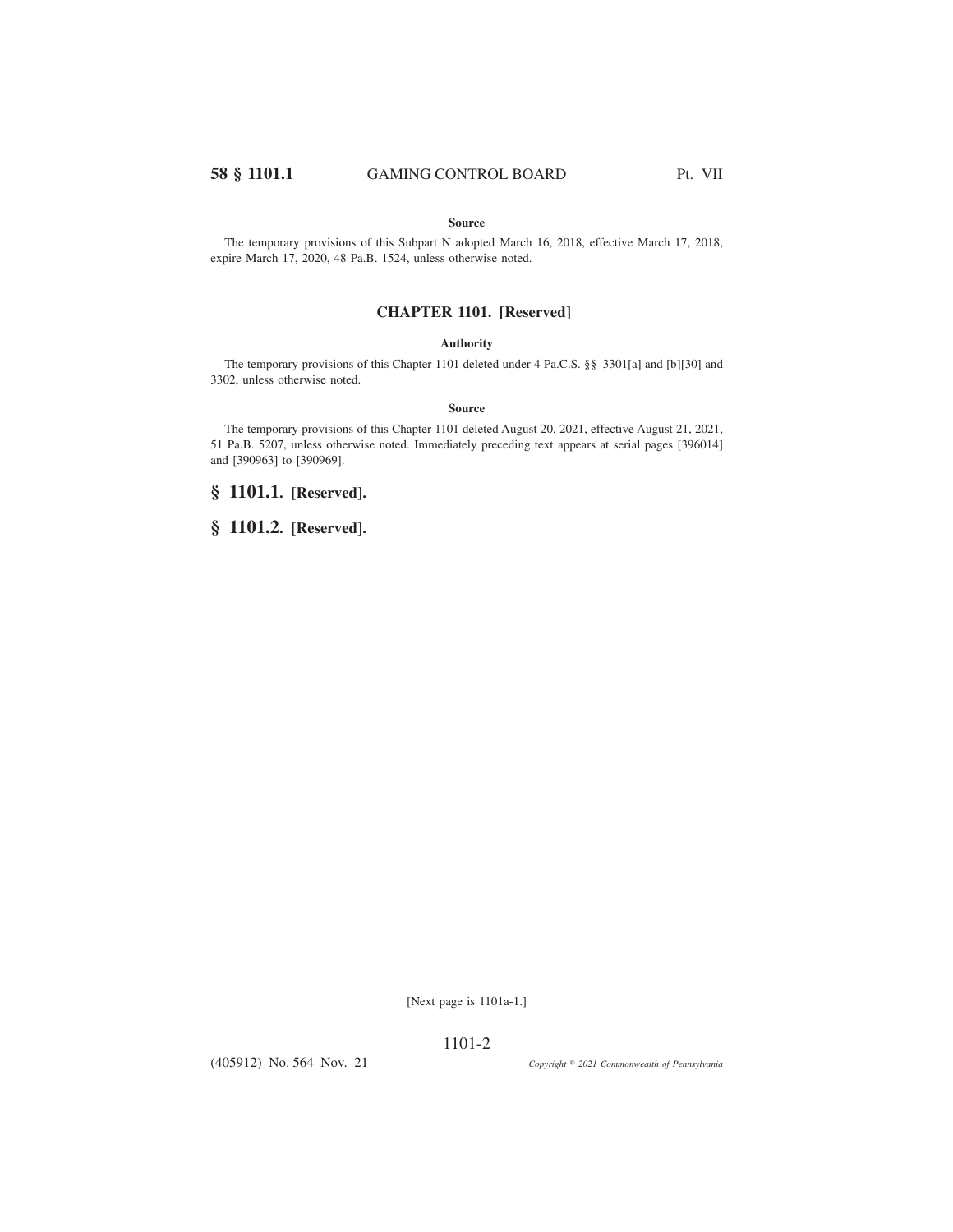**Source**

The temporary provisions of this Subpart N adopted March 16, 2018, effective March 17, 2018, expire March 17, 2020, 48 Pa.B. 1524, unless otherwise noted.

## CHAPTER 1101. [Reserved]

**Authority**

The temporary provisions of this Chapter 1101 deleted under 4 Pa.C.S. §§ 3301[a] and [b][30] and 3302, unless otherwise noted.

**Source**

The temporary provisions of this Chapter 1101 deleted August 20, 2021, effective August 21, 2021, 51 Pa.B. 5207, unless otherwise noted. Immediately preceding text appears at serial pages [396014] and [390963] to [390969].

## § 1101.1. [Reserved].

## § 1101.2. [Reserved].

[Next page is 1101a-1.]